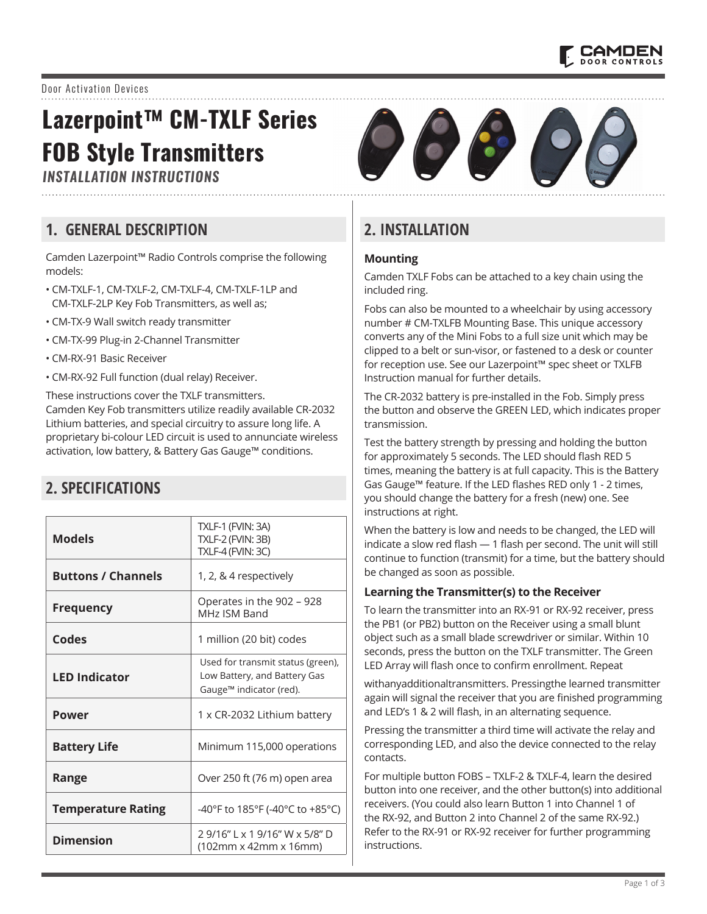Door Activation Devices

# Lazerpoint™ CM-TXLF Series FOB Style Transmitters

***INSTALLATION INSTRUCTIONS***

## 1. GENERAL DESCRIPTION

Camden Lazerpoint™ Radio Controls comprise the following models:

- CM-TXLF-1, CM-TXLF-2, CM-TXLF-4, CM-TXLF-1LP and CM-TXLF-2LP Key Fob Transmitters, as well as;
- CM-TX-9 Wall switch ready transmitter
- CM-TX-99 Plug-in 2-Channel Transmitter
- CM-RX-91 Basic Receiver
- CM-RX-92 Full function (dual relay) Receiver.

These instructions cover the TXLF transmitters.
Camden Key Fob transmitters utilize readily available CR-2032 Lithium batteries, and special circuitry to assure long life. A proprietary bi-colour LED circuit is used to annunciate wireless activation, low battery, & Battery Gas Gauge™ conditions.

## 2. SPECIFICATIONS

| | |
|---|---|
| **Models** | TXLF-1 (FVIN: 3A)<br>TXLF-2 (FVIN: 3B)<br>TXLF-4 (FVIN: 3C) |
| **Buttons / Channels** | 1, 2, & 4 respectively |
| **Frequency** | Operates in the 902 – 928 MHz ISM Band |
| **Codes** | 1 million (20 bit) codes |
| **LED Indicator** | Used for transmit status (green), Low Battery, and Battery Gas Gauge™ indicator (red). |
| **Power** | 1 x CR-2032 Lithium battery |
| **Battery Life** | Minimum 115,000 operations |
| **Range** | Over 250 ft (76 m) open area |
| **Temperature Rating** | -40°F to 185°F (-40°C to +85°C) |
| **Dimension** | 2 9/16" L x 1 9/16" W x 5/8" D (102mm x 42mm x 16mm) |

## 2. INSTALLATION

### Mounting

Camden TXLF Fobs can be attached to a key chain using the included ring.

Fobs can also be mounted to a wheelchair by using accessory number # CM-TXLFB Mounting Base. This unique accessory converts any of the Mini Fobs to a full size unit which may be clipped to a belt or sun-visor, or fastened to a desk or counter for reception use. See our Lazerpoint™ spec sheet or TXLFB Instruction manual for further details.

The CR-2032 battery is pre-installed in the Fob. Simply press the button and observe the GREEN LED, which indicates proper transmission.

Test the battery strength by pressing and holding the button for approximately 5 seconds. The LED should flash RED 5 times, meaning the battery is at full capacity. This is the Battery Gas Gauge™ feature. If the LED flashes RED only 1 - 2 times, you should change the battery for a fresh (new) one. See instructions at right.

When the battery is low and needs to be changed, the LED will indicate a slow red flash — 1 flash per second. The unit will still continue to function (transmit) for a time, but the battery should be changed as soon as possible.

### Learning the Transmitter(s) to the Receiver

To learn the transmitter into an RX-91 or RX-92 receiver, press the PB1 (or PB2) button on the Receiver using a small blunt object such as a small blade screwdriver or similar. Within 10 seconds, press the button on the TXLF transmitter. The Green LED Array will flash once to confirm enrollment. Repeat withanyadditionaltransmitters. Pressingthe learned transmitter again will signal the receiver that you are finished programming and LED's 1 & 2 will flash, in an alternating sequence.

Pressing the transmitter a third time will activate the relay and corresponding LED, and also the device connected to the relay contacts.

For multiple button FOBS – TXLF-2 & TXLF-4, learn the desired button into one receiver, and the other button(s) into additional receivers. (You could also learn Button 1 into Channel 1 of the RX-92, and Button 2 into Channel 2 of the same RX-92.) Refer to the RX-91 or RX-92 receiver for further programming instructions.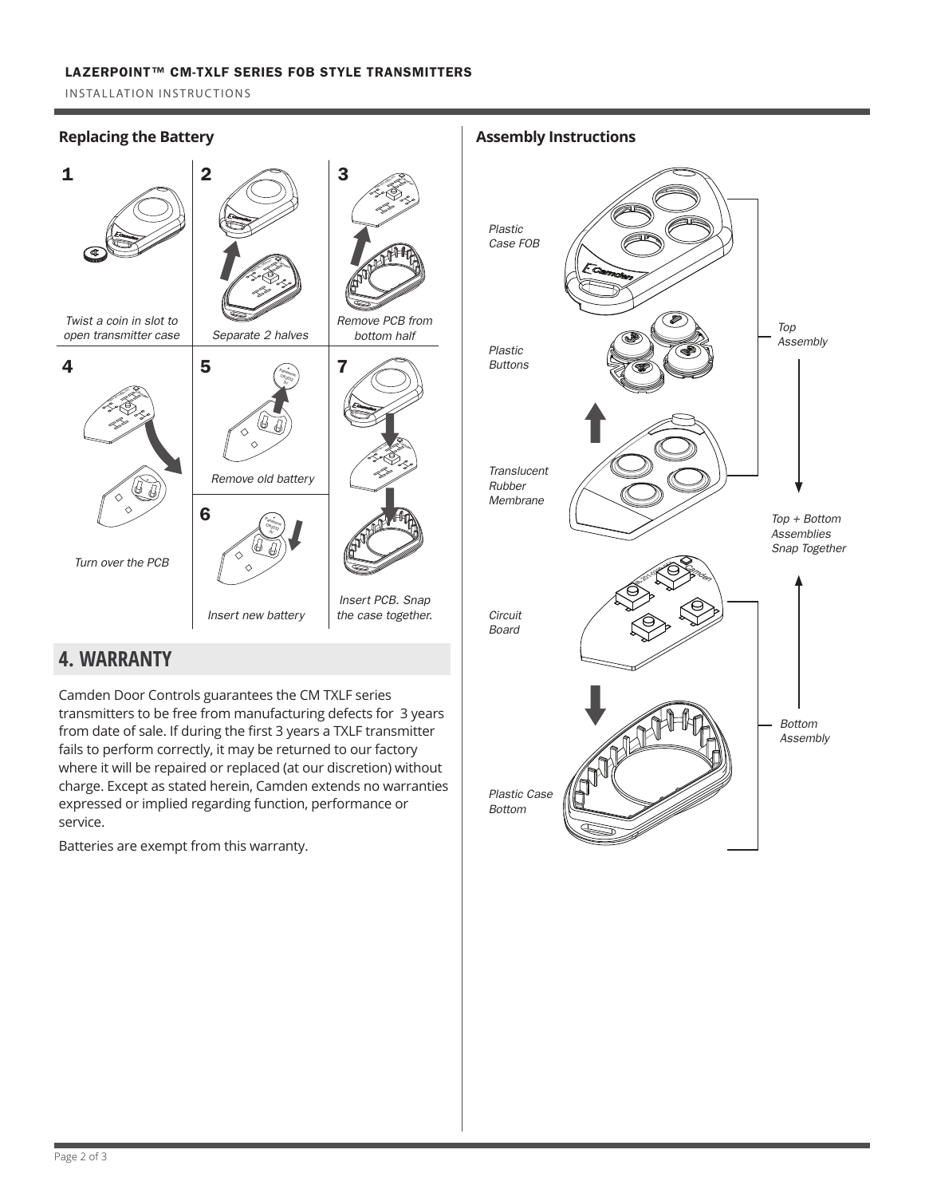## Replacing the Battery

**1** Twist a coin in slot to open transmitter case

**2** Separate 2 halves

**3** Remove PCB from bottom half

**4** Turn over the PCB

**5** Remove old battery

**6** Insert new battery

**7** Insert PCB. Snap the case together.

## 4. WARRANTY

Camden Door Controls guarantees the CM TXLF series transmitters to be free from manufacturing defects for 3 years from date of sale. If during the first 3 years a TXLF transmitter fails to perform correctly, it may be returned to our factory where it will be repaired or replaced (at our discretion) without charge. Except as stated herein, Camden extends no warranties expressed or implied regarding function, performance or service.

Batteries are exempt from this warranty.

## Assembly Instructions

- **Top Assembly**
  - Plastic Case FOB
  - Plastic Buttons
  - Translucent Rubber Membrane
- **Bottom Assembly**
  - Circuit Board
  - Plastic Case Bottom

Top + Bottom Assemblies Snap Together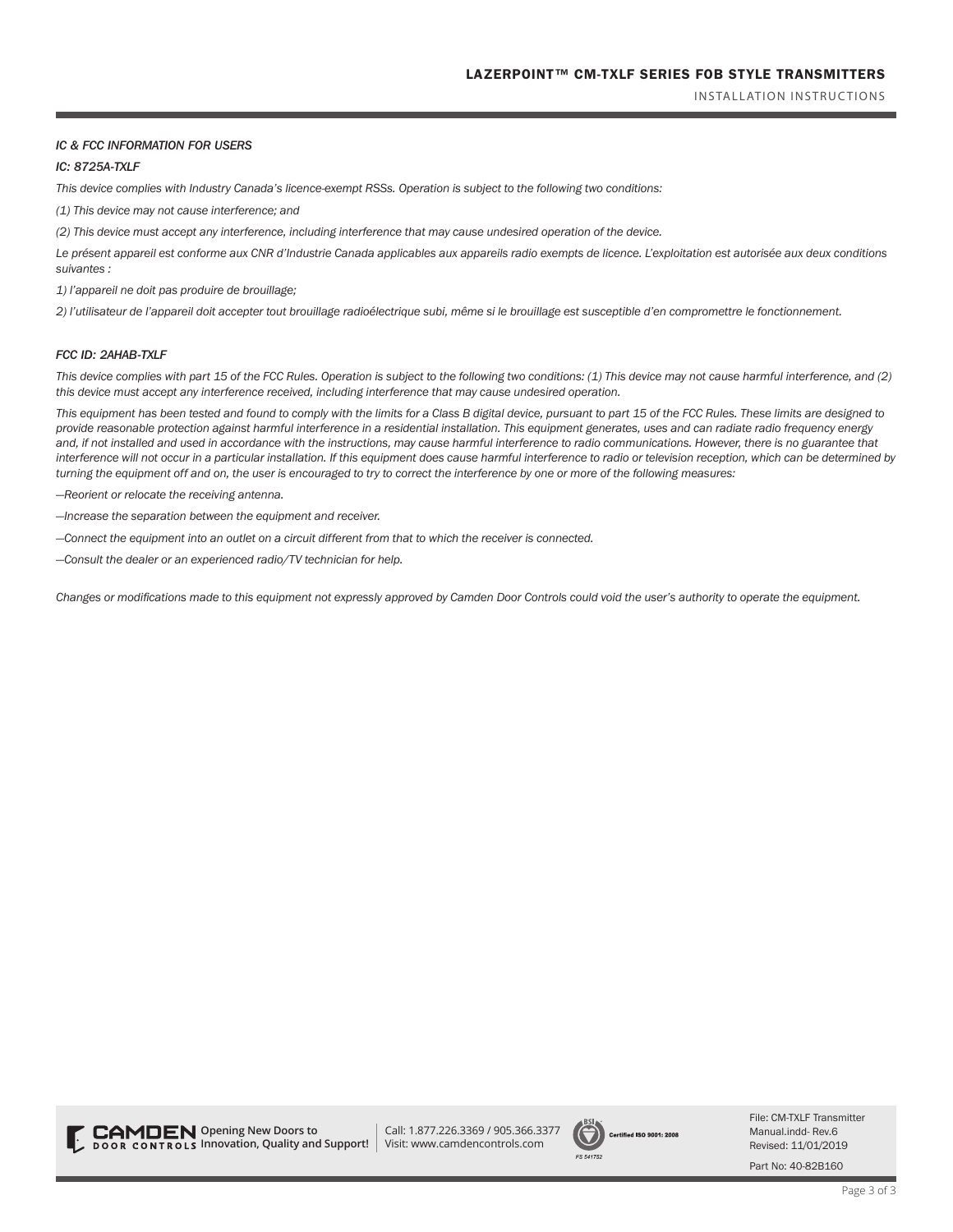*IC & FCC INFORMATION FOR USERS*

*IC: 8725A-TXLF*

*This device complies with Industry Canada's licence-exempt RSSs. Operation is subject to the following two conditions:*

*(1) This device may not cause interference; and*

*(2) This device must accept any interference, including interference that may cause undesired operation of the device.*

*Le présent appareil est conforme aux CNR d'Industrie Canada applicables aux appareils radio exempts de licence. L'exploitation est autorisée aux deux conditions suivantes :*

*1) l'appareil ne doit pas produire de brouillage;*

*2) l'utilisateur de l'appareil doit accepter tout brouillage radioélectrique subi, même si le brouillage est susceptible d'en compromettre le fonctionnement.*

*FCC ID: 2AHAB-TXLF*

*This device complies with part 15 of the FCC Rules. Operation is subject to the following two conditions: (1) This device may not cause harmful interference, and (2) this device must accept any interference received, including interference that may cause undesired operation.*

*This equipment has been tested and found to comply with the limits for a Class B digital device, pursuant to part 15 of the FCC Rules. These limits are designed to provide reasonable protection against harmful interference in a residential installation. This equipment generates, uses and can radiate radio frequency energy and, if not installed and used in accordance with the instructions, may cause harmful interference to radio communications. However, there is no guarantee that interference will not occur in a particular installation. If this equipment does cause harmful interference to radio or television reception, which can be determined by turning the equipment off and on, the user is encouraged to try to correct the interference by one or more of the following measures:*

*—Reorient or relocate the receiving antenna.*

*—Increase the separation between the equipment and receiver.*

*—Connect the equipment into an outlet on a circuit different from that to which the receiver is connected.*

*—Consult the dealer or an experienced radio/TV technician for help.*

*Changes or modifications made to this equipment not expressly approved by Camden Door Controls could void the user's authority to operate the equipment.*

CAMDEN DOOR CONTROLS Opening New Doors to Innovation, Quality and Support!

Call: 1.877.226.3369 / 905.366.3377
Visit: www.camdencontrols.com

BSI Certified ISO 9001: 2008
FS 541752

File: CM-TXLF Transmitter Manual.indd- Rev.6
Revised: 11/01/2019

Part No: 40-82B160